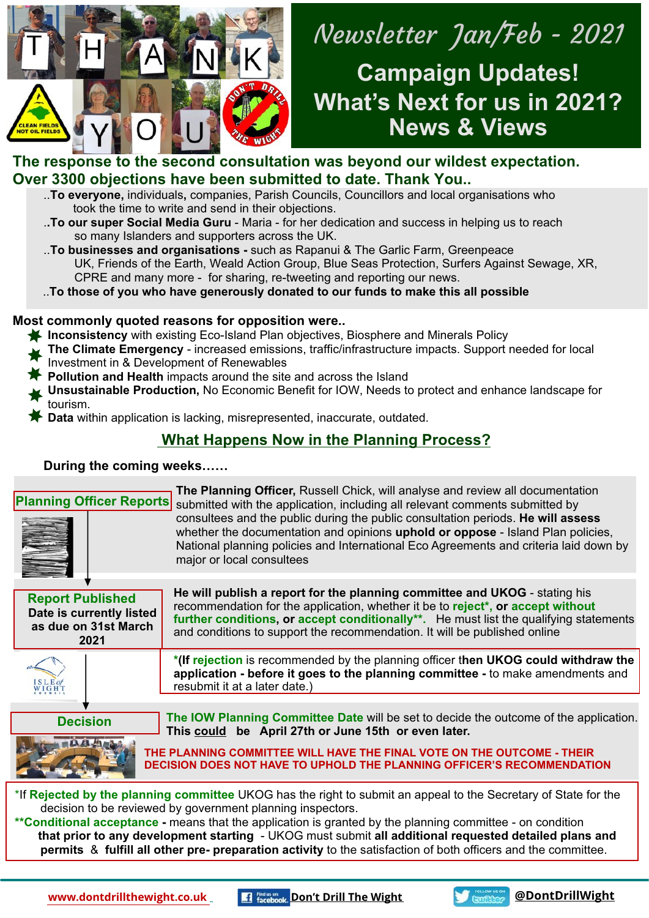# Newsletter Jan/Feb - 2021

## Campaign Updates! What's Next for us in 2021? News & Views

THANK YOU

**The response to the second consultation was beyond our wildest expectation. Over 3300 objections have been submitted to date. Thank You..**

..**To everyone,** individuals, companies, Parish Councils, Councillors and local organisations who took the time to write and send in their objections.

..**To our super Social Media Guru** - Maria - for her dedication and success in helping us to reach so many Islanders and supporters across the UK.

..**To businesses and organisations -** such as Rapanui & The Garlic Farm, Greenpeace UK, Friends of the Earth, Weald Action Group, Blue Seas Protection, Surfers Against Sewage, XR, CPRE and many more - for sharing, re-tweeting and reporting our news.

..**To those of you who have generously donated to our funds to make this all possible**

**Most commonly quoted reasons for opposition were..**

- **Inconsistency** with existing Eco-Island Plan objectives, Biosphere and Minerals Policy
- **The Climate Emergency** - increased emissions, traffic/infrastructure impacts. Support needed for local Investment in & Development of Renewables
- **Pollution and Health** impacts around the site and across the Island
- **Unsustainable Production,** No Economic Benefit for IOW, Needs to protect and enhance landscape for tourism.
- **Data** within application is lacking, misrepresented, inaccurate, outdated.

## What Happens Now in the Planning Process?

**During the coming weeks……**

**Planning Officer Reports**

**The Planning Officer,** Russell Chick, will analyse and review all documentation submitted with the application, including all relevant comments submitted by consultees and the public during the public consultation periods. **He will assess** whether the documentation and opinions **uphold or oppose** - Island Plan policies, National planning policies and International Eco Agreements and criteria laid down by major or local consultees

**Report Published**
**Date is currently listed as due on 31st March 2021**

**He will publish a report for the planning committee and UKOG** - stating his recommendation for the application, whether it be to **reject\*, or accept without further conditions, or accept conditionally\*\*.** He must list the qualifying statements and conditions to support the recommendation. It will be published online

**\*(If rejection** is recommended by the planning officer t**hen UKOG could withdraw the application - before it goes to the planning committee -** to make amendments and resubmit it at a later date.)

**Decision**

**The IOW Planning Committee Date** will be set to decide the outcome of the application. **This could be April 27th or June 15th or even later.**

**THE PLANNING COMMITTEE WILL HAVE THE FINAL VOTE ON THE OUTCOME - THEIR DECISION DOES NOT HAVE TO UPHOLD THE PLANNING OFFICER'S RECOMMENDATION**

\*If **Rejected by the planning committee** UKOG has the right to submit an appeal to the Secretary of State for the decision to be reviewed by government planning inspectors.

**\*\*Conditional acceptance -** means that the application is granted by the planning committee - on condition **that prior to any development starting** - UKOG must submit **all additional requested detailed plans and permits** & **fulfill all other pre- preparation activity** to the satisfaction of both officers and the committee.

www.dontdrillthewight.co.uk | Don't Drill The Wight | @DontDrillWight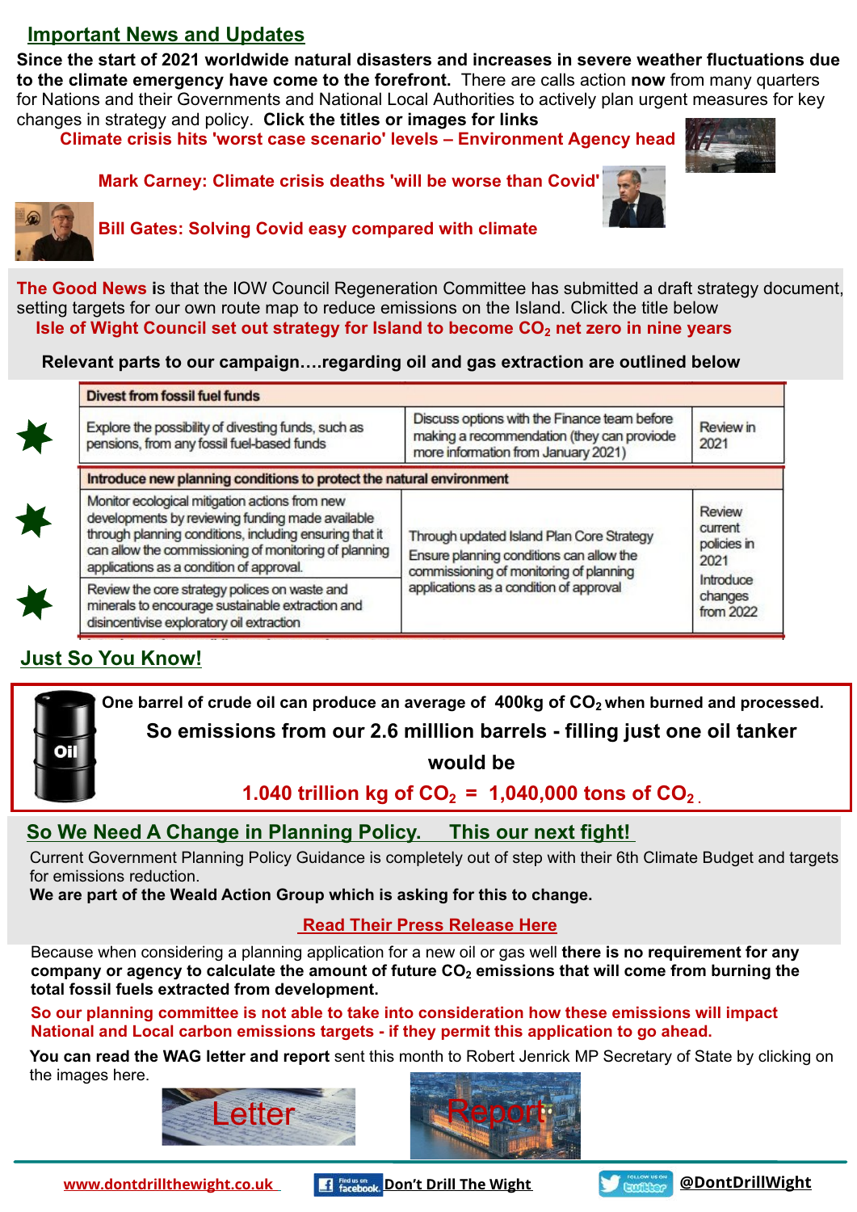## Important News and Updates

**Since the start of 2021 worldwide natural disasters and increases in severe weather fluctuations due to the climate emergency have come to the forefront.** There are calls action **now** from many quarters for Nations and their Governments and National Local Authorities to actively plan urgent measures for key changes in strategy and policy. **Click the titles or images for links**

**Climate crisis hits 'worst case scenario' levels – Environment Agency head**

**Mark Carney: Climate crisis deaths 'will be worse than Covid'**

**Bill Gates: Solving Covid easy compared with climate**

**The Good News i**s that the IOW Council Regeneration Committee has submitted a draft strategy document, setting targets for our own route map to reduce emissions on the Island. Click the title below

**Isle of Wight Council set out strategy for Island to become $CO_2$ net zero in nine years**

**Relevant parts to our campaign….regarding oil and gas extraction are outlined below**

| | | |
|---|---|---|
| **Divest from fossil fuel funds** | | |
| Explore the possibility of divesting funds, such as pensions, from any fossil fuel-based funds | Discuss options with the Finance team before making a recommendation (they can provide more information from January 2021) | Review in 2021 |
| **Introduce new planning conditions to protect the natural environment** | | |
| Monitor ecological mitigation actions from new developments by reviewing funding made available through planning conditions, including ensuring that it can allow the commissioning of monitoring of planning applications as a condition of approval. | Through updated Island Plan Core Strategy Ensure planning conditions can allow the commissioning of monitoring of planning applications as a condition of approval | Review current policies in 2021 Introduce changes from 2022 |
| Review the core strategy polices on waste and minerals to encourage sustainable extraction and disincentivise exploratory oil extraction | | |

## Just So You Know!

**One barrel of crude oil can produce an average of 400kg of $CO_2$ when burned and processed.**

**So emissions from our 2.6 milllion barrels - filling just one oil tanker would be**

**1.040 trillion kg of $CO_2$ = 1,040,000 tons of $CO_2$.**

## So We Need A Change in Planning Policy. This our next fight!

Current Government Planning Policy Guidance is completely out of step with their 6th Climate Budget and targets for emissions reduction.

**We are part of the Weald Action Group which is asking for this to change.**

**Read Their Press Release Here**

Because when considering a planning application for a new oil or gas well **there is no requirement for any company or agency to calculate the amount of future $CO_2$ emissions that will come from burning the total fossil fuels extracted from development.**

**So our planning committee is not able to take into consideration how these emissions will impact National and Local carbon emissions targets - if they permit this application to go ahead.**

**You can read the WAG letter and report** sent this month to Robert Jenrick MP Secretary of State by clicking on the images here.

Letter

Report

www.dontdrillthewight.co.uk  Don't Drill The Wight  @DontDrillWight